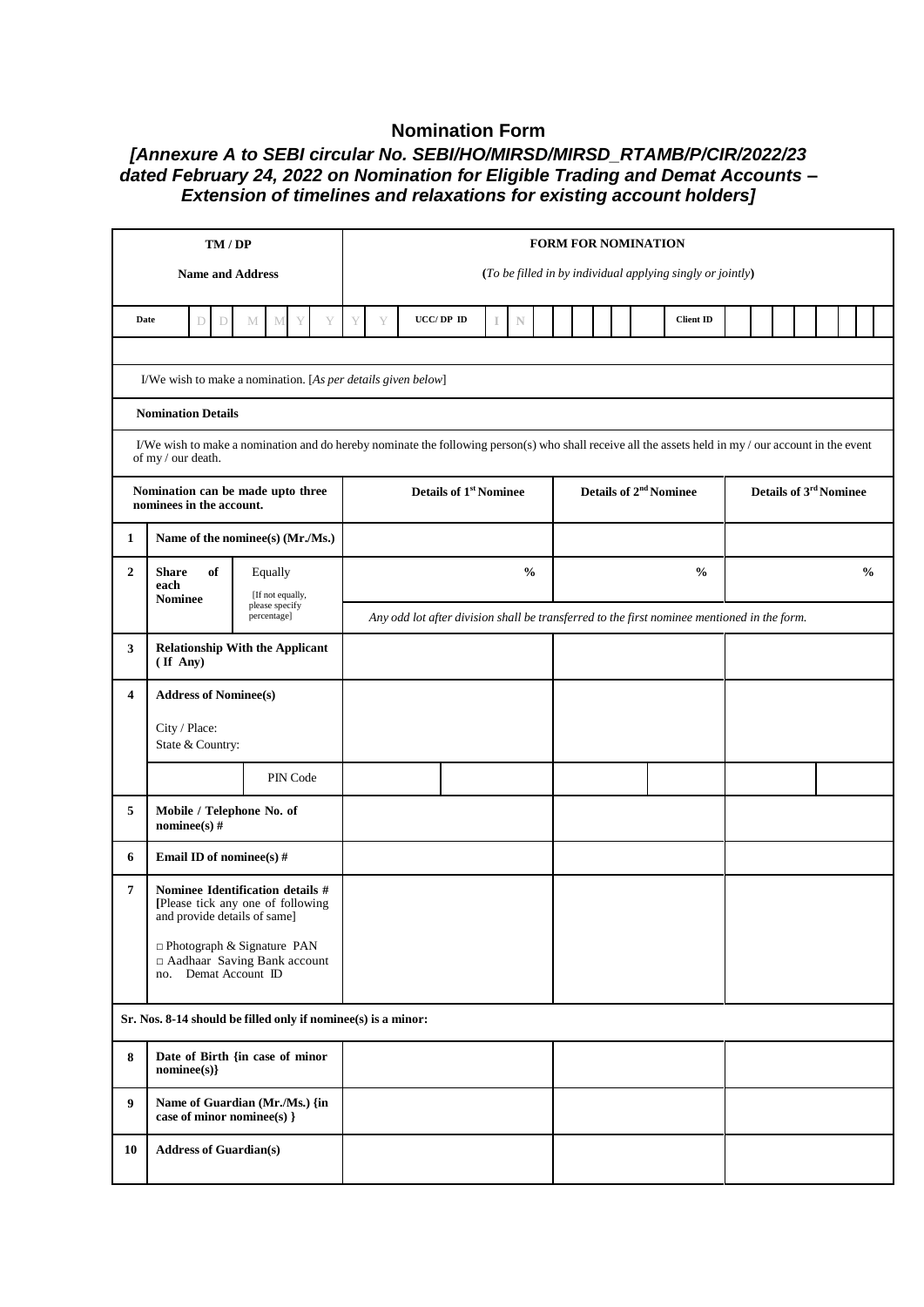# Nomination Form

***[Annexure A to SEBI circular No. SEBI/HO/MIRSD/MIRSD_RTAMB/P/CIR/2022/23 dated February 24, 2022 on Nomination for Eligible Trading and Demat Accounts – Extension of timelines and relaxations for existing account holders]***

| **TM / DP** | **FORM FOR NOMINATION** |
|---|---|
| **Name and Address** | (*To be filled in by individual applying singly or jointly*) |

| **Date** | D D M M Y Y Y Y | **UCC/ DP ID** | I N | **Client ID** | |
|---|---|---|---|---|---|

I/We wish to make a nomination. [*As per details given below*]

**Nomination Details**

I/We wish to make a nomination and do hereby nominate the following person(s) who shall receive all the assets held in my / our account in the event of my / our death.

| | **Nomination can be made upto three nominees in the account.** | **Details of 1st Nominee** | **Details of 2nd Nominee** | **Details of 3rd Nominee** |
|---|---|---|---|---|
| **1** | **Name of the nominee(s) (Mr./Ms.)** | | | |
| **2** | **Share of each Nominee** — Equally [If not equally, please specify percentage] | % | % | % |
| | | *Any odd lot after division shall be transferred to the first nominee mentioned in the form.* | | |
| **3** | **Relationship With the Applicant (If Any)** | | | |
| **4** | **Address of Nominee(s)**<br>City / Place:<br>State & Country: | | | |
| | PIN Code | | | |
| **5** | **Mobile / Telephone No. of nominee(s) #** | | | |
| **6** | **Email ID of nominee(s) #** | | | |
| **7** | **Nominee Identification details # [**Please tick any one of following and provide details of same]<br>□ Photograph & Signature PAN<br>□ Aadhaar Saving Bank account no. Demat Account ID | | | |
| | **Sr. Nos. 8-14 should be filled only if nominee(s) is a minor:** | | | |
| **8** | **Date of Birth {in case of minor nominee(s)}** | | | |
| **9** | **Name of Guardian (Mr./Ms.) {in case of minor nominee(s) }** | | | |
| **10** | **Address of Guardian(s)** | | | |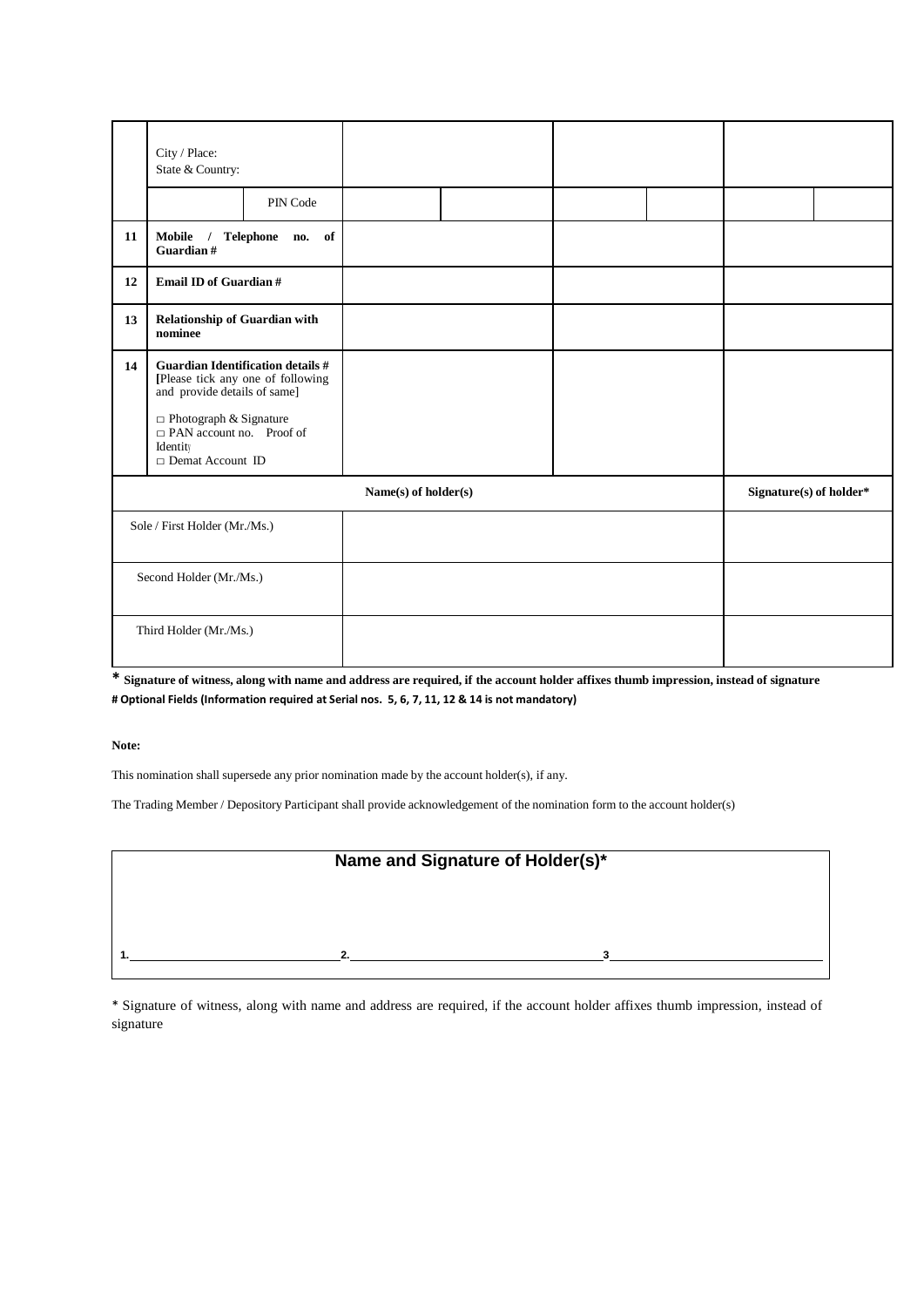| | | | | | | | |
|---|---|---|---|---|---|---|---|
| | City / Place:<br>State & Country: | | | | | | |
| | | PIN Code | | | | | |
| **11** | **Mobile / Telephone no. of Guardian #** | | | | | | |
| **12** | **Email ID of Guardian #** | | | | | | |
| **13** | **Relationship of Guardian with nominee** | | | | | | |
| **14** | **Guardian Identification details #** [Please tick any one of following and provide details of same]<br>□ Photograph & Signature<br>□ PAN account no. Proof of Identity<br>□ Demat Account ID | | | | | | |

| Name(s) of holder(s) | | Signature(s) of holder* |
|---|---|---|
| Sole / First Holder (Mr./Ms.) | | |
| Second Holder (Mr./Ms.) | | |
| Third Holder (Mr./Ms.) | | |

**\* Signature of witness, along with name and address are required, if the account holder affixes thumb impression, instead of signature**

**# Optional Fields (Information required at Serial nos. 5, 6, 7, 11, 12 & 14 is not mandatory)**

**Note:**

This nomination shall supersede any prior nomination made by the account holder(s), if any.

The Trading Member / Depository Participant shall provide acknowledgement of the nomination form to the account holder(s)

**Name and Signature of Holder(s)***

1.______________________ 2.______________________ 3______________________

* Signature of witness, along with name and address are required, if the account holder affixes thumb impression, instead of signature